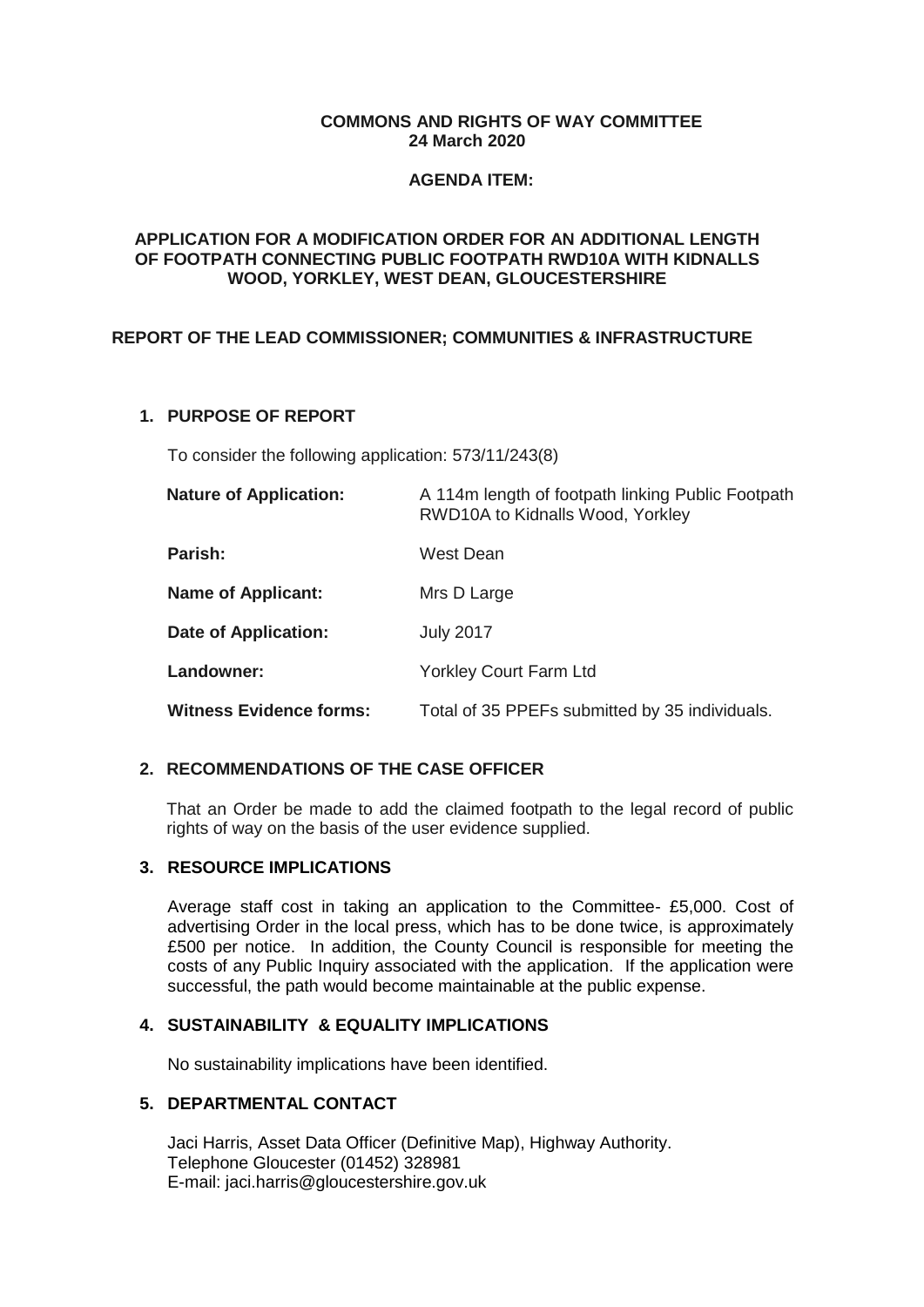**COMMONS AND RIGHTS OF WAY COMMITTEE**
**24 March 2020**

**AGENDA ITEM:**

# APPLICATION FOR A MODIFICATION ORDER FOR AN ADDITIONAL LENGTH OF FOOTPATH CONNECTING PUBLIC FOOTPATH RWD10A WITH KIDNALLS WOOD, YORKLEY, WEST DEAN, GLOUCESTERSHIRE

## REPORT OF THE LEAD COMMISSIONER; COMMUNITIES & INFRASTRUCTURE

### 1. PURPOSE OF REPORT

To consider the following application: 573/11/243(8)

| | |
|---|---|
| **Nature of Application:** | A 114m length of footpath linking Public Footpath RWD10A to Kidnalls Wood, Yorkley |
| **Parish:** | West Dean |
| **Name of Applicant:** | Mrs D Large |
| **Date of Application:** | July 2017 |
| **Landowner:** | Yorkley Court Farm Ltd |
| **Witness Evidence forms:** | Total of 35 PPEFs submitted by 35 individuals. |

### 2. RECOMMENDATIONS OF THE CASE OFFICER

That an Order be made to add the claimed footpath to the legal record of public rights of way on the basis of the user evidence supplied.

### 3. RESOURCE IMPLICATIONS

Average staff cost in taking an application to the Committee- £5,000. Cost of advertising Order in the local press, which has to be done twice, is approximately £500 per notice. In addition, the County Council is responsible for meeting the costs of any Public Inquiry associated with the application. If the application were successful, the path would become maintainable at the public expense.

### 4. SUSTAINABILITY & EQUALITY IMPLICATIONS

No sustainability implications have been identified.

### 5. DEPARTMENTAL CONTACT

Jaci Harris, Asset Data Officer (Definitive Map), Highway Authority.
Telephone Gloucester (01452) 328981
E-mail: jaci.harris@gloucestershire.gov.uk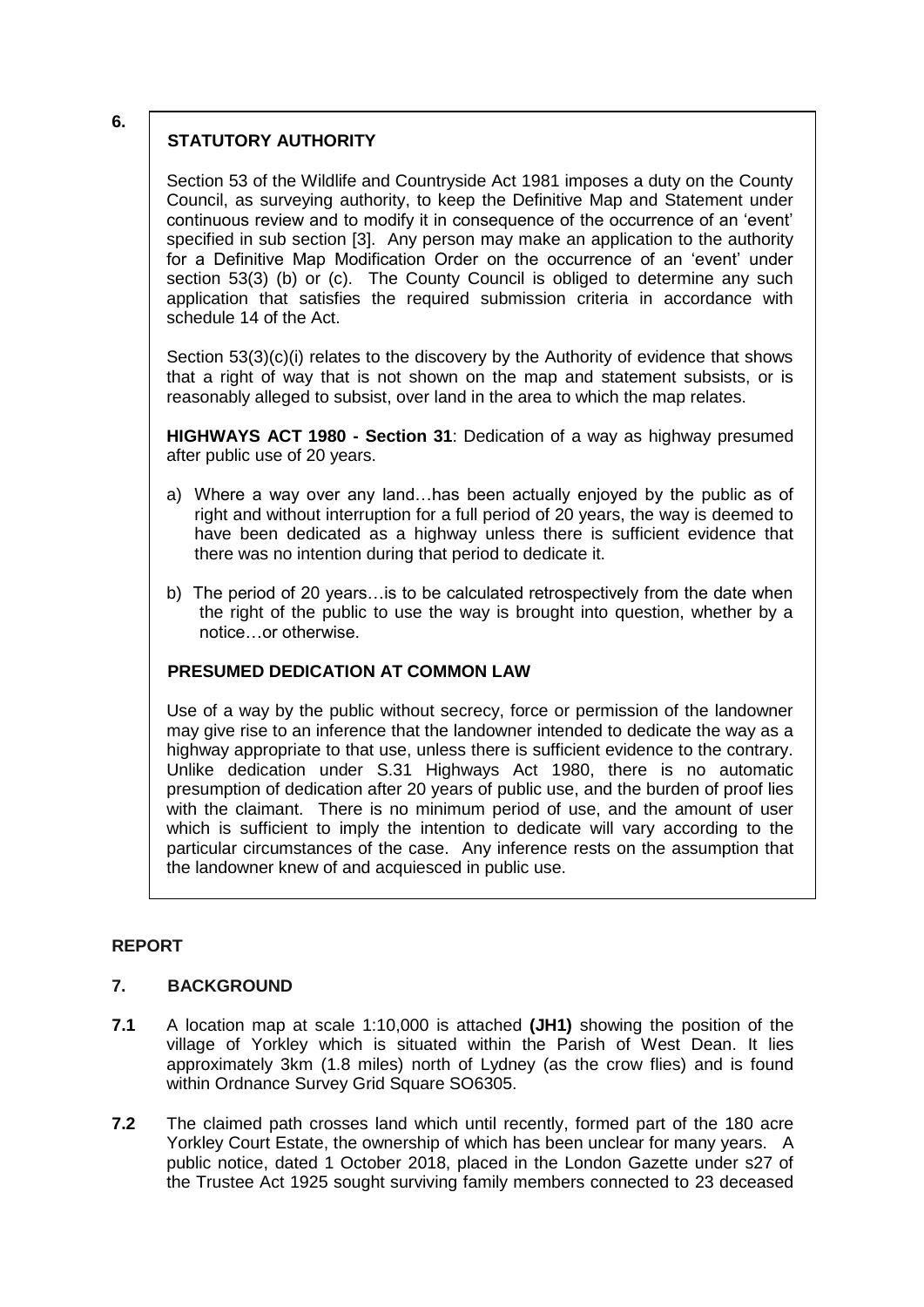**6.**

## STATUTORY AUTHORITY

Section 53 of the Wildlife and Countryside Act 1981 imposes a duty on the County Council, as surveying authority, to keep the Definitive Map and Statement under continuous review and to modify it in consequence of the occurrence of an 'event' specified in sub section [3]. Any person may make an application to the authority for a Definitive Map Modification Order on the occurrence of an 'event' under section 53(3) (b) or (c). The County Council is obliged to determine any such application that satisfies the required submission criteria in accordance with schedule 14 of the Act.

Section 53(3)(c)(i) relates to the discovery by the Authority of evidence that shows that a right of way that is not shown on the map and statement subsists, or is reasonably alleged to subsist, over land in the area to which the map relates.

**HIGHWAYS ACT 1980 - Section 31**: Dedication of a way as highway presumed after public use of 20 years.

a) Where a way over any land…has been actually enjoyed by the public as of right and without interruption for a full period of 20 years, the way is deemed to have been dedicated as a highway unless there is sufficient evidence that there was no intention during that period to dedicate it.

b) The period of 20 years…is to be calculated retrospectively from the date when the right of the public to use the way is brought into question, whether by a notice…or otherwise.

## PRESUMED DEDICATION AT COMMON LAW

Use of a way by the public without secrecy, force or permission of the landowner may give rise to an inference that the landowner intended to dedicate the way as a highway appropriate to that use, unless there is sufficient evidence to the contrary. Unlike dedication under S.31 Highways Act 1980, there is no automatic presumption of dedication after 20 years of public use, and the burden of proof lies with the claimant. There is no minimum period of use, and the amount of user which is sufficient to imply the intention to dedicate will vary according to the particular circumstances of the case. Any inference rests on the assumption that the landowner knew of and acquiesced in public use.

## REPORT

## 7. BACKGROUND

**7.1** A location map at scale 1:10,000 is attached **(JH1)** showing the position of the village of Yorkley which is situated within the Parish of West Dean. It lies approximately 3km (1.8 miles) north of Lydney (as the crow flies) and is found within Ordnance Survey Grid Square SO6305.

**7.2** The claimed path crosses land which until recently, formed part of the 180 acre Yorkley Court Estate, the ownership of which has been unclear for many years. A public notice, dated 1 October 2018, placed in the London Gazette under s27 of the Trustee Act 1925 sought surviving family members connected to 23 deceased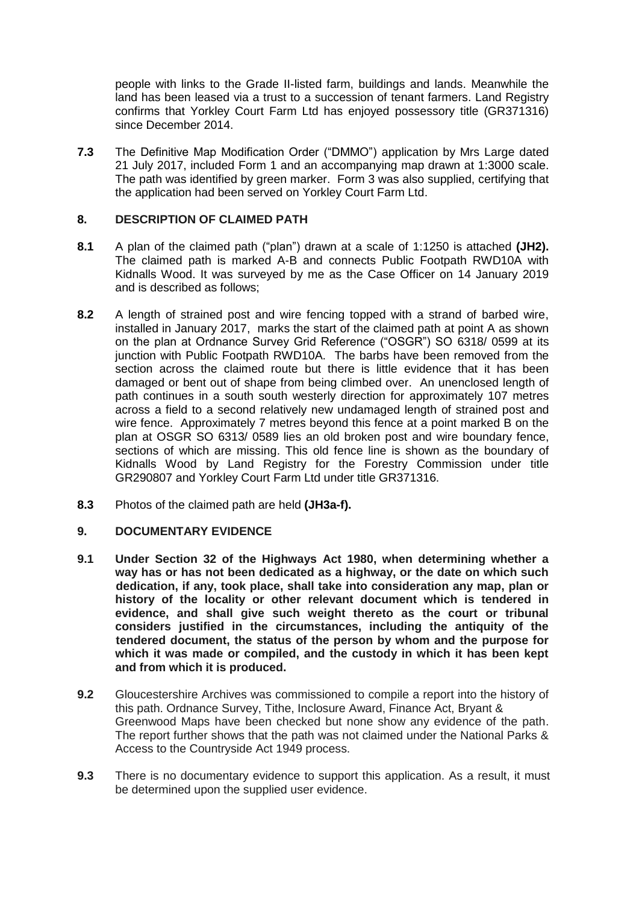people with links to the Grade II-listed farm, buildings and lands. Meanwhile the land has been leased via a trust to a succession of tenant farmers. Land Registry confirms that Yorkley Court Farm Ltd has enjoyed possessory title (GR371316) since December 2014.

**7.3** The Definitive Map Modification Order ("DMMO") application by Mrs Large dated 21 July 2017, included Form 1 and an accompanying map drawn at 1:3000 scale. The path was identified by green marker. Form 3 was also supplied, certifying that the application had been served on Yorkley Court Farm Ltd.

## 8. DESCRIPTION OF CLAIMED PATH

**8.1** A plan of the claimed path ("plan") drawn at a scale of 1:1250 is attached **(JH2).** The claimed path is marked A-B and connects Public Footpath RWD10A with Kidnalls Wood. It was surveyed by me as the Case Officer on 14 January 2019 and is described as follows;

**8.2** A length of strained post and wire fencing topped with a strand of barbed wire, installed in January 2017, marks the start of the claimed path at point A as shown on the plan at Ordnance Survey Grid Reference ("OSGR") SO 6318/ 0599 at its junction with Public Footpath RWD10A. The barbs have been removed from the section across the claimed route but there is little evidence that it has been damaged or bent out of shape from being climbed over. An unenclosed length of path continues in a south south westerly direction for approximately 107 metres across a field to a second relatively new undamaged length of strained post and wire fence. Approximately 7 metres beyond this fence at a point marked B on the plan at OSGR SO 6313/ 0589 lies an old broken post and wire boundary fence, sections of which are missing. This old fence line is shown as the boundary of Kidnalls Wood by Land Registry for the Forestry Commission under title GR290807 and Yorkley Court Farm Ltd under title GR371316.

**8.3** Photos of the claimed path are held **(JH3a-f).**

## 9. DOCUMENTARY EVIDENCE

**9.1** **Under Section 32 of the Highways Act 1980, when determining whether a way has or has not been dedicated as a highway, or the date on which such dedication, if any, took place, shall take into consideration any map, plan or history of the locality or other relevant document which is tendered in evidence, and shall give such weight thereto as the court or tribunal considers justified in the circumstances, including the antiquity of the tendered document, the status of the person by whom and the purpose for which it was made or compiled, and the custody in which it has been kept and from which it is produced.**

**9.2** Gloucestershire Archives was commissioned to compile a report into the history of this path. Ordnance Survey, Tithe, Inclosure Award, Finance Act, Bryant & Greenwood Maps have been checked but none show any evidence of the path. The report further shows that the path was not claimed under the National Parks & Access to the Countryside Act 1949 process.

**9.3** There is no documentary evidence to support this application. As a result, it must be determined upon the supplied user evidence.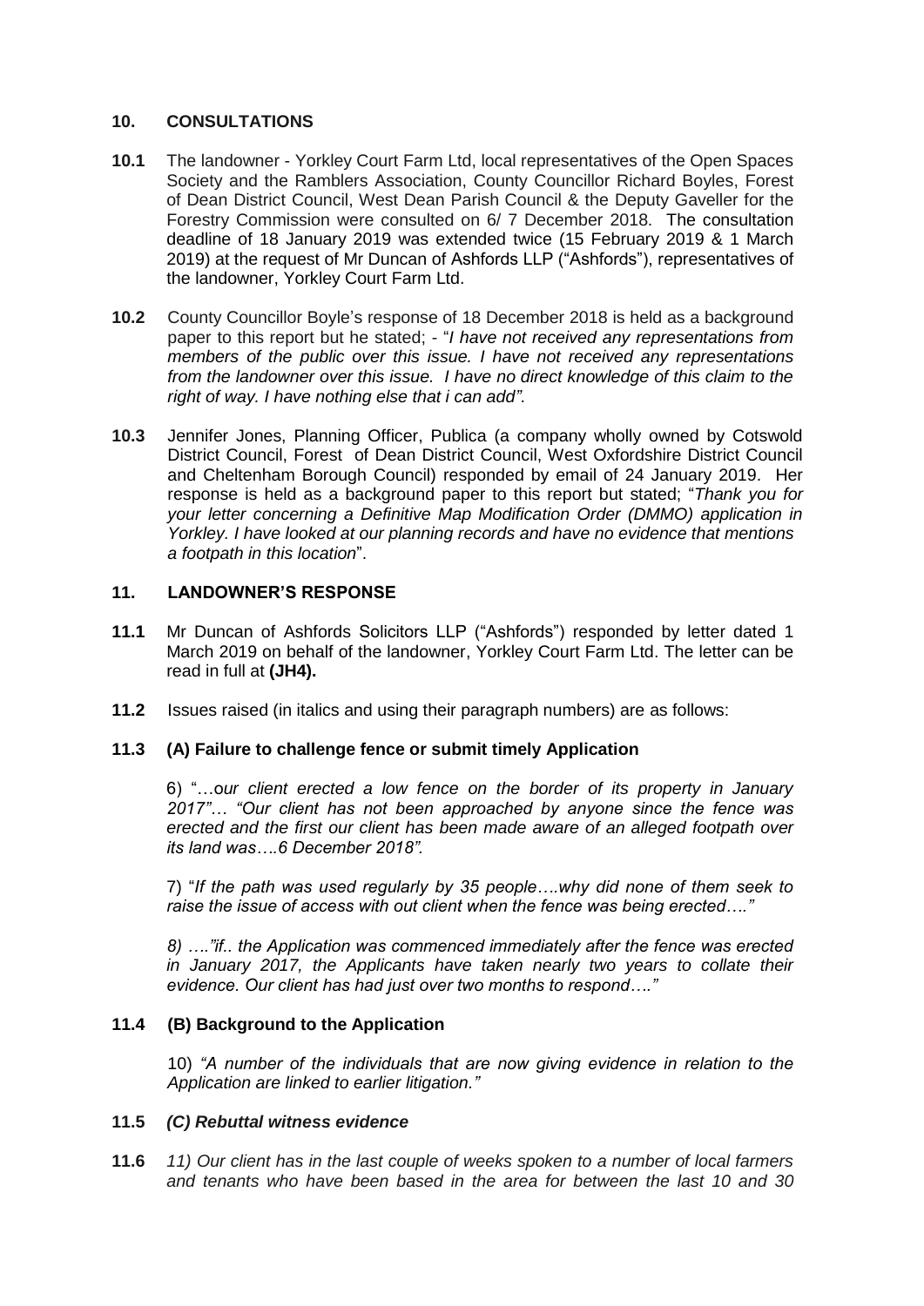## 10. CONSULTATIONS

**10.1** The landowner - Yorkley Court Farm Ltd, local representatives of the Open Spaces Society and the Ramblers Association, County Councillor Richard Boyles, Forest of Dean District Council, West Dean Parish Council & the Deputy Gaveller for the Forestry Commission were consulted on 6/ 7 December 2018. The consultation deadline of 18 January 2019 was extended twice (15 February 2019 & 1 March 2019) at the request of Mr Duncan of Ashfords LLP ("Ashfords"), representatives of the landowner, Yorkley Court Farm Ltd.

**10.2** County Councillor Boyle's response of 18 December 2018 is held as a background paper to this report but he stated; - "*I have not received any representations from members of the public over this issue. I have not received any representations from the landowner over this issue. I have no direct knowledge of this claim to the right of way. I have nothing else that i can add".*

**10.3** Jennifer Jones, Planning Officer, Publica (a company wholly owned by Cotswold District Council, Forest of Dean District Council, West Oxfordshire District Council and Cheltenham Borough Council) responded by email of 24 January 2019. Her response is held as a background paper to this report but stated; "*Thank you for your letter concerning a Definitive Map Modification Order (DMMO) application in Yorkley. I have looked at our planning records and have no evidence that mentions a footpath in this location*".

## 11. LANDOWNER'S RESPONSE

**11.1** Mr Duncan of Ashfords Solicitors LLP ("Ashfords") responded by letter dated 1 March 2019 on behalf of the landowner, Yorkley Court Farm Ltd. The letter can be read in full at **(JH4).**

**11.2** Issues raised (in italics and using their paragraph numbers) are as follows:

**11.3 (A) Failure to challenge fence or submit timely Application**

6) "…o*ur client erected a low fence on the border of its property in January 2017"… "Our client has not been approached by anyone since the fence was erected and the first our client has been made aware of an alleged footpath over its land was….6 December 2018".*

7) "*If the path was used regularly by 35 people….why did none of them seek to raise the issue of access with out client when the fence was being erected…."*

*8) …."if.. the Application was commenced immediately after the fence was erected in January 2017, the Applicants have taken nearly two years to collate their evidence. Our client has had just over two months to respond…."*

**11.4 (B) Background to the Application**

10) *"A number of the individuals that are now giving evidence in relation to the Application are linked to earlier litigation."*

**11.5** ***(C) Rebuttal witness evidence***

**11.6** *11) Our client has in the last couple of weeks spoken to a number of local farmers and tenants who have been based in the area for between the last 10 and 30*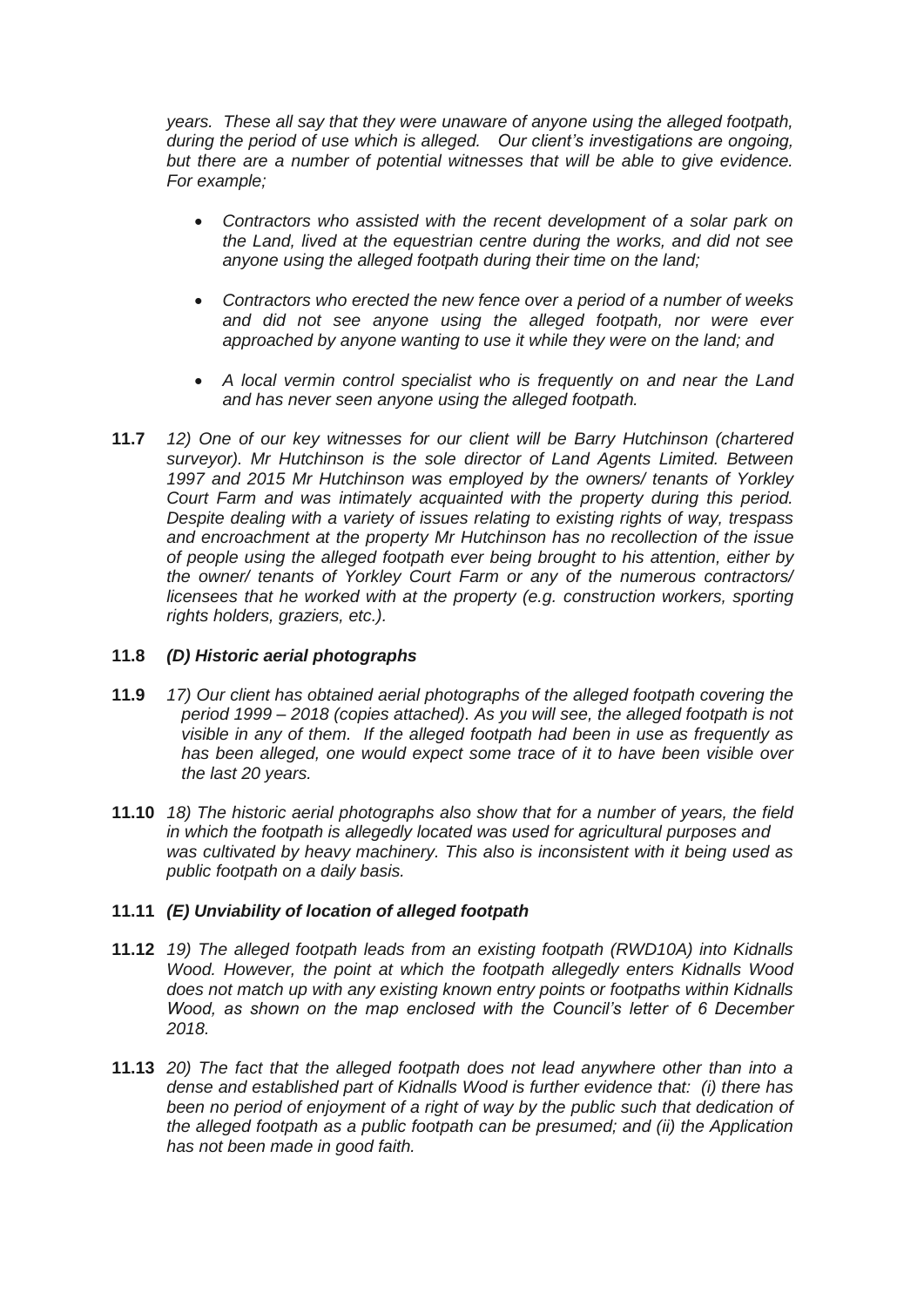*years. These all say that they were unaware of anyone using the alleged footpath, during the period of use which is alleged. Our client's investigations are ongoing, but there are a number of potential witnesses that will be able to give evidence. For example;*

- *Contractors who assisted with the recent development of a solar park on the Land, lived at the equestrian centre during the works, and did not see anyone using the alleged footpath during their time on the land;*
- *Contractors who erected the new fence over a period of a number of weeks and did not see anyone using the alleged footpath, nor were ever approached by anyone wanting to use it while they were on the land; and*
- *A local vermin control specialist who is frequently on and near the Land and has never seen anyone using the alleged footpath.*

**11.7** *12) One of our key witnesses for our client will be Barry Hutchinson (chartered surveyor). Mr Hutchinson is the sole director of Land Agents Limited. Between 1997 and 2015 Mr Hutchinson was employed by the owners/ tenants of Yorkley Court Farm and was intimately acquainted with the property during this period. Despite dealing with a variety of issues relating to existing rights of way, trespass and encroachment at the property Mr Hutchinson has no recollection of the issue of people using the alleged footpath ever being brought to his attention, either by the owner/ tenants of Yorkley Court Farm or any of the numerous contractors/ licensees that he worked with at the property (e.g. construction workers, sporting rights holders, graziers, etc.).*

**11.8** ***(D) Historic aerial photographs***

**11.9** *17) Our client has obtained aerial photographs of the alleged footpath covering the period 1999 – 2018 (copies attached). As you will see, the alleged footpath is not visible in any of them. If the alleged footpath had been in use as frequently as has been alleged, one would expect some trace of it to have been visible over the last 20 years.*

**11.10** *18) The historic aerial photographs also show that for a number of years, the field in which the footpath is allegedly located was used for agricultural purposes and was cultivated by heavy machinery. This also is inconsistent with it being used as public footpath on a daily basis.*

**11.11** ***(E) Unviability of location of alleged footpath***

**11.12** *19) The alleged footpath leads from an existing footpath (RWD10A) into Kidnalls Wood. However, the point at which the footpath allegedly enters Kidnalls Wood does not match up with any existing known entry points or footpaths within Kidnalls Wood, as shown on the map enclosed with the Council's letter of 6 December 2018.*

**11.13** *20) The fact that the alleged footpath does not lead anywhere other than into a dense and established part of Kidnalls Wood is further evidence that: (i) there has been no period of enjoyment of a right of way by the public such that dedication of the alleged footpath as a public footpath can be presumed; and (ii) the Application has not been made in good faith.*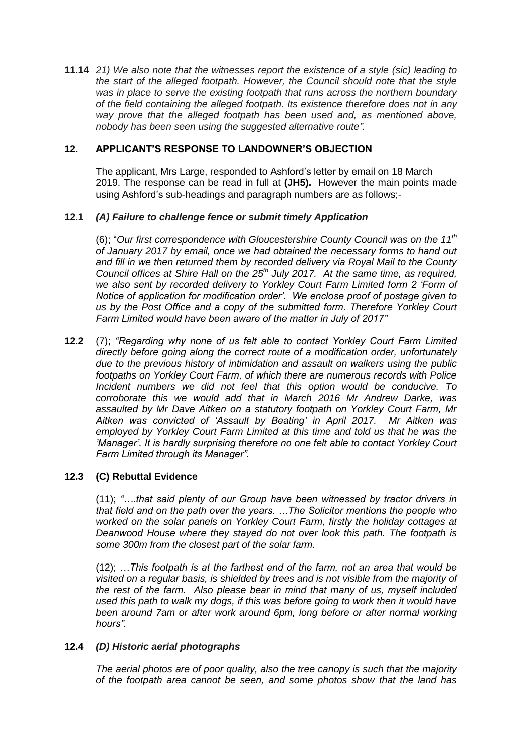**11.14** *21) We also note that the witnesses report the existence of a style (sic) leading to the start of the alleged footpath. However, the Council should note that the style was in place to serve the existing footpath that runs across the northern boundary of the field containing the alleged footpath. Its existence therefore does not in any way prove that the alleged footpath has been used and, as mentioned above, nobody has been seen using the suggested alternative route".*

## 12. APPLICANT'S RESPONSE TO LANDOWNER'S OBJECTION

The applicant, Mrs Large, responded to Ashford's letter by email on 18 March 2019. The response can be read in full at **(JH5).** However the main points made using Ashford's sub-headings and paragraph numbers are as follows;-

**12.1** ***(A) Failure to challenge fence or submit timely Application***

(6); "*Our first correspondence with Gloucestershire County Council was on the 11th of January 2017 by email, once we had obtained the necessary forms to hand out and fill in we then returned them by recorded delivery via Royal Mail to the County Council offices at Shire Hall on the 25th July 2017. At the same time, as required, we also sent by recorded delivery to Yorkley Court Farm Limited form 2 'Form of Notice of application for modification order'. We enclose proof of postage given to us by the Post Office and a copy of the submitted form. Therefore Yorkley Court Farm Limited would have been aware of the matter in July of 2017"*

**12.2** (7); *"Regarding why none of us felt able to contact Yorkley Court Farm Limited directly before going along the correct route of a modification order, unfortunately due to the previous history of intimidation and assault on walkers using the public footpaths on Yorkley Court Farm, of which there are numerous records with Police Incident numbers we did not feel that this option would be conducive. To corroborate this we would add that in March 2016 Mr Andrew Darke, was assaulted by Mr Dave Aitken on a statutory footpath on Yorkley Court Farm, Mr Aitken was convicted of 'Assault by Beating' in April 2017. Mr Aitken was employed by Yorkley Court Farm Limited at this time and told us that he was the 'Manager'. It is hardly surprising therefore no one felt able to contact Yorkley Court Farm Limited through its Manager".*

**12.3** **(C) Rebuttal Evidence**

(11); *"….that said plenty of our Group have been witnessed by tractor drivers in that field and on the path over the years. …The Solicitor mentions the people who worked on the solar panels on Yorkley Court Farm, firstly the holiday cottages at Deanwood House where they stayed do not over look this path. The footpath is some 300m from the closest part of the solar farm.*

(12); *…This footpath is at the farthest end of the farm, not an area that would be visited on a regular basis, is shielded by trees and is not visible from the majority of the rest of the farm. Also please bear in mind that many of us, myself included used this path to walk my dogs, if this was before going to work then it would have been around 7am or after work around 6pm, long before or after normal working hours".*

**12.4** ***(D) Historic aerial photographs***

*The aerial photos are of poor quality, also the tree canopy is such that the majority of the footpath area cannot be seen, and some photos show that the land has*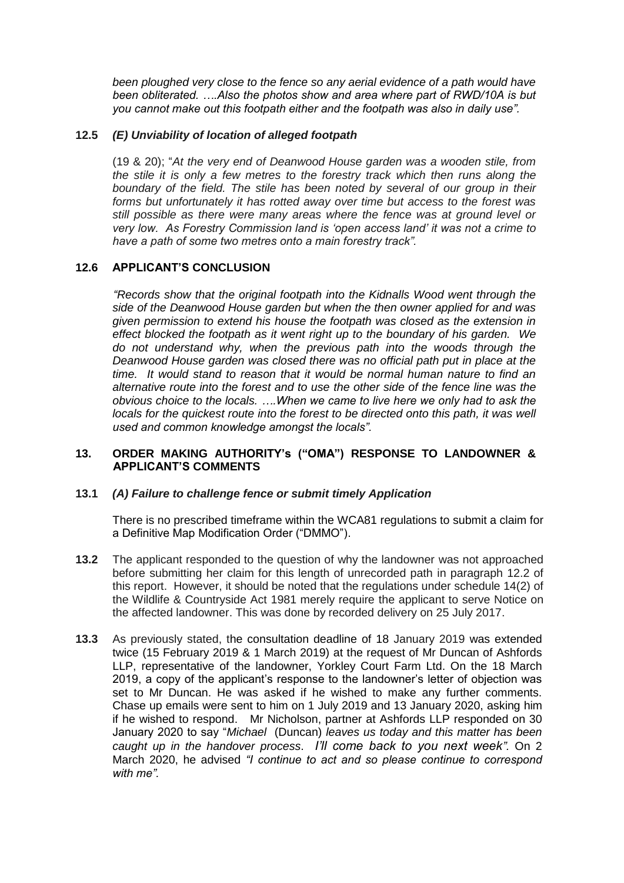*been ploughed very close to the fence so any aerial evidence of a path would have been obliterated. ….Also the photos show and area where part of RWD/10A is but you cannot make out this footpath either and the footpath was also in daily use".*

**12.5** ***(E) Unviability of location of alleged footpath***

(19 & 20); "*At the very end of Deanwood House garden was a wooden stile, from the stile it is only a few metres to the forestry track which then runs along the boundary of the field. The stile has been noted by several of our group in their forms but unfortunately it has rotted away over time but access to the forest was still possible as there were many areas where the fence was at ground level or very low. As Forestry Commission land is 'open access land' it was not a crime to have a path of some two metres onto a main forestry track".*

**12.6** **APPLICANT'S CONCLUSION**

*"Records show that the original footpath into the Kidnalls Wood went through the side of the Deanwood House garden but when the then owner applied for and was given permission to extend his house the footpath was closed as the extension in effect blocked the footpath as it went right up to the boundary of his garden. We do not understand why, when the previous path into the woods through the Deanwood House garden was closed there was no official path put in place at the time. It would stand to reason that it would be normal human nature to find an alternative route into the forest and to use the other side of the fence line was the obvious choice to the locals. ….When we came to live here we only had to ask the locals for the quickest route into the forest to be directed onto this path, it was well used and common knowledge amongst the locals".*

## 13. ORDER MAKING AUTHORITY's ("OMA") RESPONSE TO LANDOWNER & APPLICANT'S COMMENTS

**13.1** ***(A) Failure to challenge fence or submit timely Application***

There is no prescribed timeframe within the WCA81 regulations to submit a claim for a Definitive Map Modification Order ("DMMO").

**13.2** The applicant responded to the question of why the landowner was not approached before submitting her claim for this length of unrecorded path in paragraph 12.2 of this report. However, it should be noted that the regulations under schedule 14(2) of the Wildlife & Countryside Act 1981 merely require the applicant to serve Notice on the affected landowner. This was done by recorded delivery on 25 July 2017.

**13.3** As previously stated, the consultation deadline of 18 January 2019 was extended twice (15 February 2019 & 1 March 2019) at the request of Mr Duncan of Ashfords LLP, representative of the landowner, Yorkley Court Farm Ltd. On the 18 March 2019, a copy of the applicant's response to the landowner's letter of objection was set to Mr Duncan. He was asked if he wished to make any further comments. Chase up emails were sent to him on 1 July 2019 and 13 January 2020, asking him if he wished to respond. Mr Nicholson, partner at Ashfords LLP responded on 30 January 2020 to say "*Michael* (Duncan) *leaves us today and this matter has been caught up in the handover process*. *I'll come back to you next week".* On 2 March 2020, he advised *"I continue to act and so please continue to correspond with me".*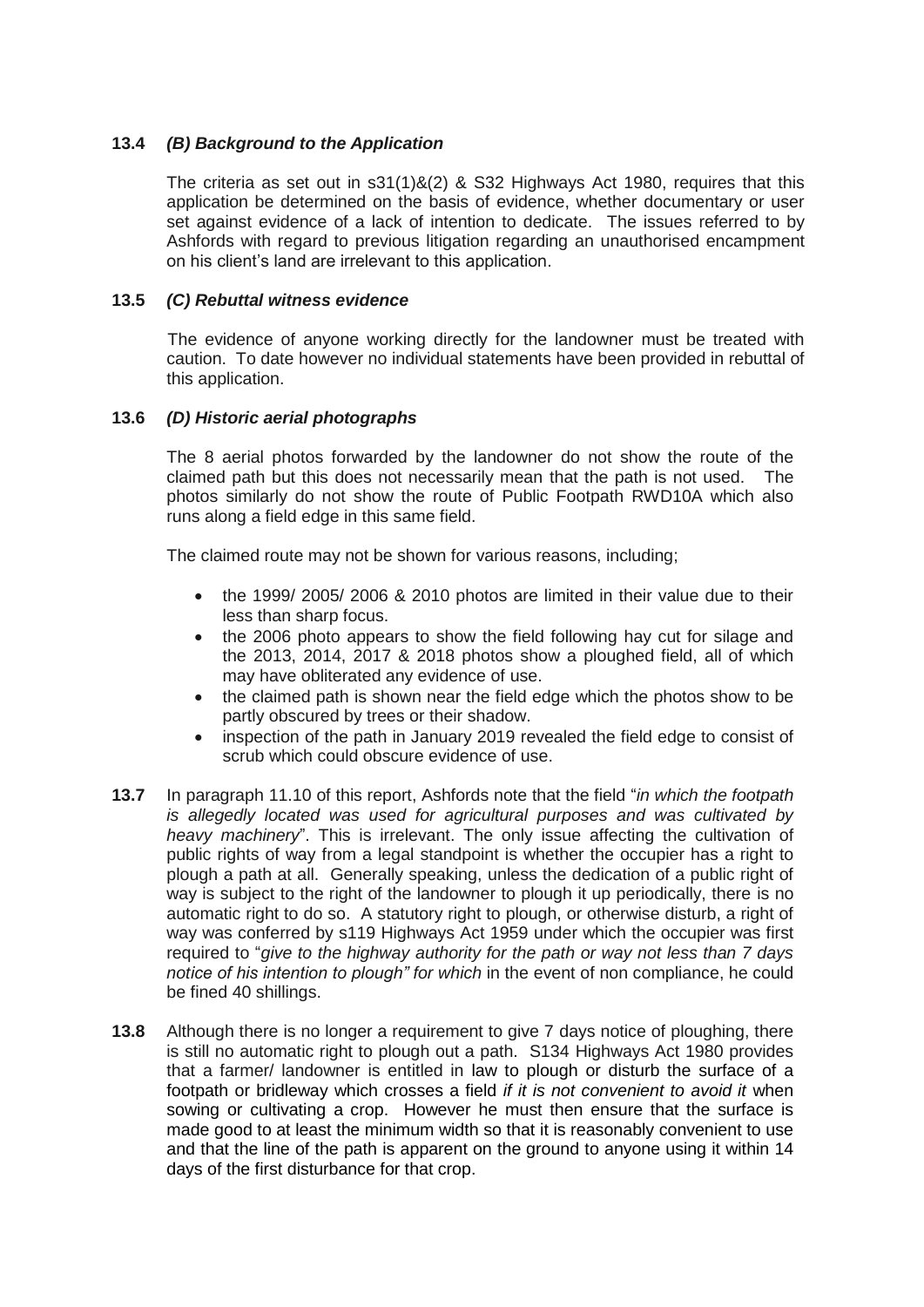**13.4** ***(B) Background to the Application***

The criteria as set out in s31(1)&(2) & S32 Highways Act 1980, requires that this application be determined on the basis of evidence, whether documentary or user set against evidence of a lack of intention to dedicate. The issues referred to by Ashfords with regard to previous litigation regarding an unauthorised encampment on his client's land are irrelevant to this application.

**13.5** ***(C) Rebuttal witness evidence***

The evidence of anyone working directly for the landowner must be treated with caution. To date however no individual statements have been provided in rebuttal of this application.

**13.6** ***(D) Historic aerial photographs***

The 8 aerial photos forwarded by the landowner do not show the route of the claimed path but this does not necessarily mean that the path is not used. The photos similarly do not show the route of Public Footpath RWD10A which also runs along a field edge in this same field.

The claimed route may not be shown for various reasons, including;

- the 1999/ 2005/ 2006 & 2010 photos are limited in their value due to their less than sharp focus.
- the 2006 photo appears to show the field following hay cut for silage and the 2013, 2014, 2017 & 2018 photos show a ploughed field, all of which may have obliterated any evidence of use.
- the claimed path is shown near the field edge which the photos show to be partly obscured by trees or their shadow.
- inspection of the path in January 2019 revealed the field edge to consist of scrub which could obscure evidence of use.

**13.7** In paragraph 11.10 of this report, Ashfords note that the field "*in which the footpath is allegedly located was used for agricultural purposes and was cultivated by heavy machinery*". This is irrelevant. The only issue affecting the cultivation of public rights of way from a legal standpoint is whether the occupier has a right to plough a path at all. Generally speaking, unless the dedication of a public right of way is subject to the right of the landowner to plough it up periodically, there is no automatic right to do so. A statutory right to plough, or otherwise disturb, a right of way was conferred by s119 Highways Act 1959 under which the occupier was first required to "*give to the highway authority for the path or way not less than 7 days notice of his intention to plough" for which* in the event of non compliance, he could be fined 40 shillings.

**13.8** Although there is no longer a requirement to give 7 days notice of ploughing, there is still no automatic right to plough out a path. S134 Highways Act 1980 provides that a farmer/ landowner is entitled in law to plough or disturb the surface of a footpath or bridleway which crosses a field *if it is not convenient to avoid it* when sowing or cultivating a crop. However he must then ensure that the surface is made good to at least the minimum width so that it is reasonably convenient to use and that the line of the path is apparent on the ground to anyone using it within 14 days of the first disturbance for that crop.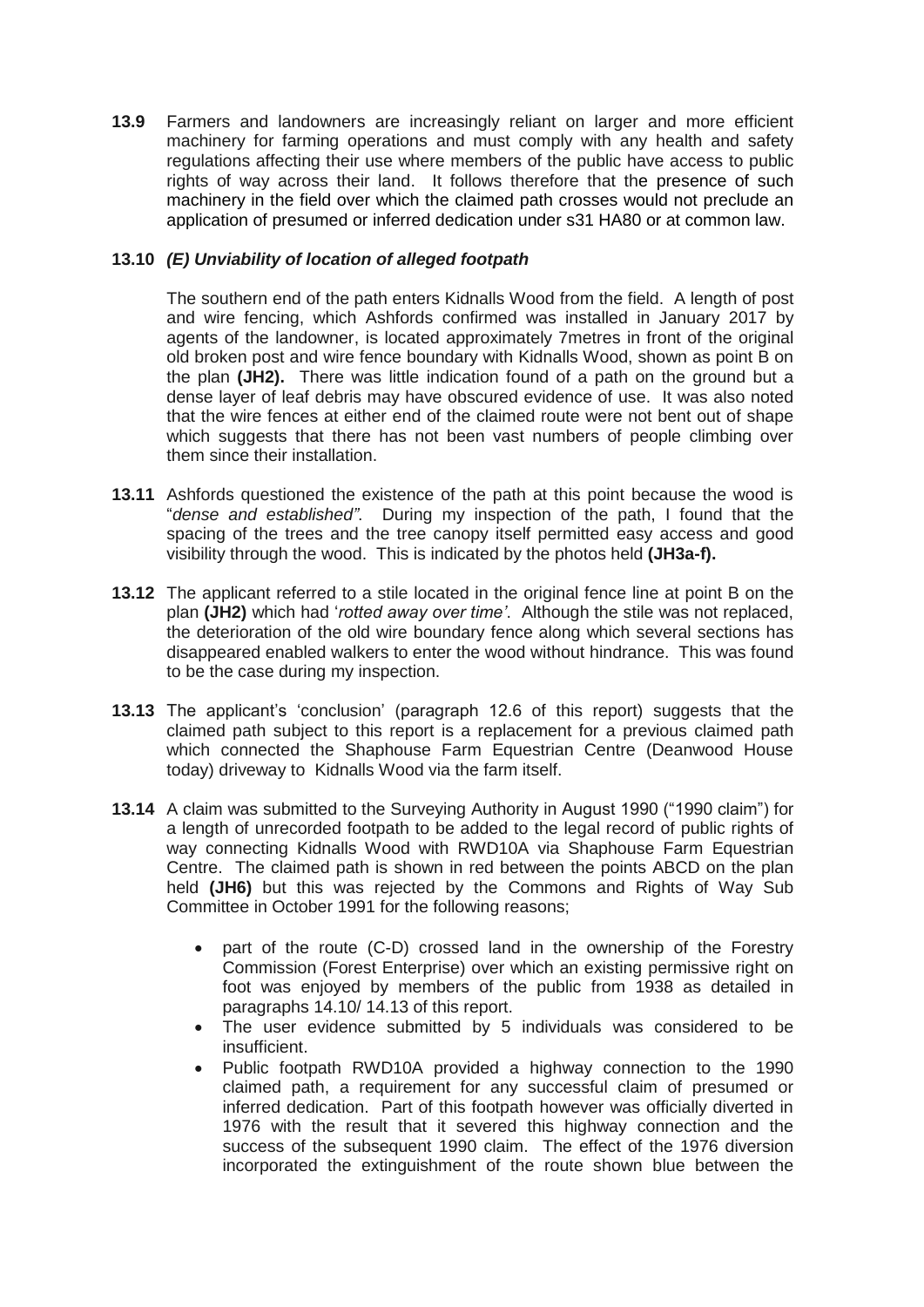**13.9** Farmers and landowners are increasingly reliant on larger and more efficient machinery for farming operations and must comply with any health and safety regulations affecting their use where members of the public have access to public rights of way across their land. It follows therefore that the presence of such machinery in the field over which the claimed path crosses would not preclude an application of presumed or inferred dedication under s31 HA80 or at common law.

**13.10** ***(E) Unviability of location of alleged footpath***

The southern end of the path enters Kidnalls Wood from the field. A length of post and wire fencing, which Ashfords confirmed was installed in January 2017 by agents of the landowner, is located approximately 7metres in front of the original old broken post and wire fence boundary with Kidnalls Wood, shown as point B on the plan **(JH2).** There was little indication found of a path on the ground but a dense layer of leaf debris may have obscured evidence of use. It was also noted that the wire fences at either end of the claimed route were not bent out of shape which suggests that there has not been vast numbers of people climbing over them since their installation.

**13.11** Ashfords questioned the existence of the path at this point because the wood is "*dense and established".* During my inspection of the path, I found that the spacing of the trees and the tree canopy itself permitted easy access and good visibility through the wood. This is indicated by the photos held **(JH3a-f).**

**13.12** The applicant referred to a stile located in the original fence line at point B on the plan **(JH2)** which had '*rotted away over time'*. Although the stile was not replaced, the deterioration of the old wire boundary fence along which several sections has disappeared enabled walkers to enter the wood without hindrance. This was found to be the case during my inspection.

**13.13** The applicant's 'conclusion' (paragraph 12.6 of this report) suggests that the claimed path subject to this report is a replacement for a previous claimed path which connected the Shaphouse Farm Equestrian Centre (Deanwood House today) driveway to Kidnalls Wood via the farm itself.

**13.14** A claim was submitted to the Surveying Authority in August 1990 ("1990 claim") for a length of unrecorded footpath to be added to the legal record of public rights of way connecting Kidnalls Wood with RWD10A via Shaphouse Farm Equestrian Centre. The claimed path is shown in red between the points ABCD on the plan held **(JH6)** but this was rejected by the Commons and Rights of Way Sub Committee in October 1991 for the following reasons;

- part of the route (C-D) crossed land in the ownership of the Forestry Commission (Forest Enterprise) over which an existing permissive right on foot was enjoyed by members of the public from 1938 as detailed in paragraphs 14.10/ 14.13 of this report.
- The user evidence submitted by 5 individuals was considered to be insufficient.
- Public footpath RWD10A provided a highway connection to the 1990 claimed path, a requirement for any successful claim of presumed or inferred dedication. Part of this footpath however was officially diverted in 1976 with the result that it severed this highway connection and the success of the subsequent 1990 claim. The effect of the 1976 diversion incorporated the extinguishment of the route shown blue between the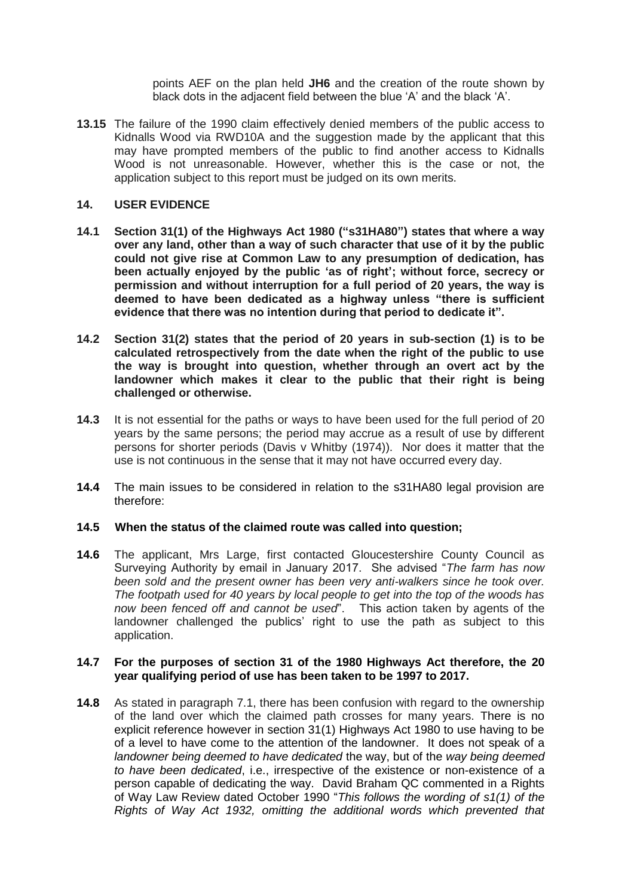points AEF on the plan held **JH6** and the creation of the route shown by black dots in the adjacent field between the blue 'A' and the black 'A'.

**13.15** The failure of the 1990 claim effectively denied members of the public access to Kidnalls Wood via RWD10A and the suggestion made by the applicant that this may have prompted members of the public to find another access to Kidnalls Wood is not unreasonable. However, whether this is the case or not, the application subject to this report must be judged on its own merits.

## 14. USER EVIDENCE

**14.1** **Section 31(1) of the Highways Act 1980 ("s31HA80") states that where a way over any land, other than a way of such character that use of it by the public could not give rise at Common Law to any presumption of dedication, has been actually enjoyed by the public 'as of right'; without force, secrecy or permission and without interruption for a full period of 20 years, the way is deemed to have been dedicated as a highway unless "there is sufficient evidence that there was no intention during that period to dedicate it".**

**14.2** **Section 31(2) states that the period of 20 years in sub-section (1) is to be calculated retrospectively from the date when the right of the public to use the way is brought into question, whether through an overt act by the landowner which makes it clear to the public that their right is being challenged or otherwise.**

**14.3** It is not essential for the paths or ways to have been used for the full period of 20 years by the same persons; the period may accrue as a result of use by different persons for shorter periods (Davis v Whitby (1974)). Nor does it matter that the use is not continuous in the sense that it may not have occurred every day.

**14.4** The main issues to be considered in relation to the s31HA80 legal provision are therefore:

**14.5** **When the status of the claimed route was called into question;**

**14.6** The applicant, Mrs Large, first contacted Gloucestershire County Council as Surveying Authority by email in January 2017. She advised "*The farm has now been sold and the present owner has been very anti-walkers since he took over. The footpath used for 40 years by local people to get into the top of the woods has now been fenced off and cannot be used*". This action taken by agents of the landowner challenged the publics' right to use the path as subject to this application.

**14.7** **For the purposes of section 31 of the 1980 Highways Act therefore, the 20 year qualifying period of use has been taken to be 1997 to 2017.**

**14.8** As stated in paragraph 7.1, there has been confusion with regard to the ownership of the land over which the claimed path crosses for many years. There is no explicit reference however in section 31(1) Highways Act 1980 to use having to be of a level to have come to the attention of the landowner. It does not speak of a *landowner being deemed to have dedicated* the way, but of the *way being deemed to have been dedicated*, i.e., irrespective of the existence or non-existence of a person capable of dedicating the way. David Braham QC commented in a Rights of Way Law Review dated October 1990 "*This follows the wording of s1(1) of the Rights of Way Act 1932, omitting the additional words which prevented that*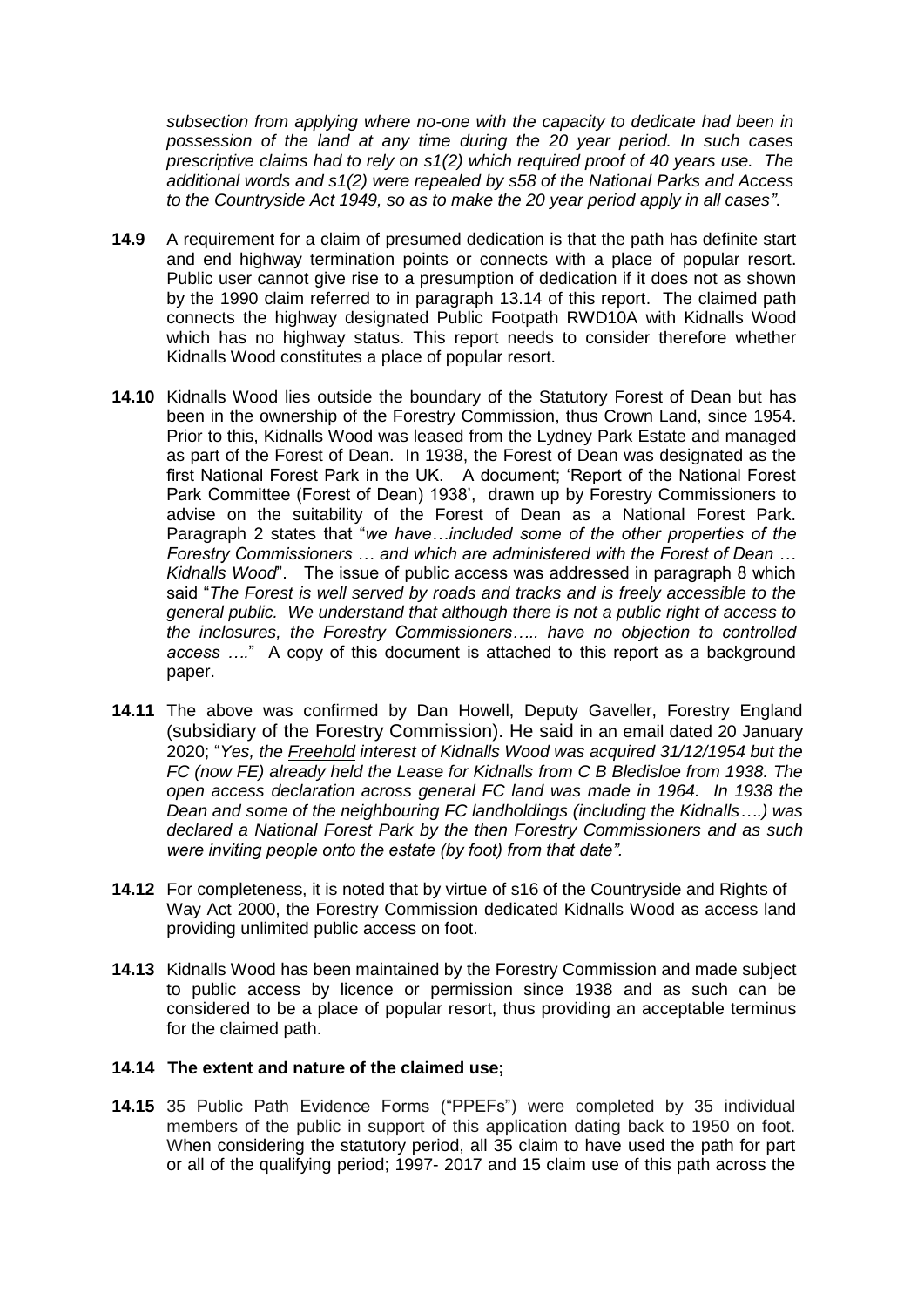*subsection from applying where no-one with the capacity to dedicate had been in possession of the land at any time during the 20 year period. In such cases prescriptive claims had to rely on s1(2) which required proof of 40 years use. The additional words and s1(2) were repealed by s58 of the National Parks and Access to the Countryside Act 1949, so as to make the 20 year period apply in all cases".*

**14.9** A requirement for a claim of presumed dedication is that the path has definite start and end highway termination points or connects with a place of popular resort. Public user cannot give rise to a presumption of dedication if it does not as shown by the 1990 claim referred to in paragraph 13.14 of this report. The claimed path connects the highway designated Public Footpath RWD10A with Kidnalls Wood which has no highway status. This report needs to consider therefore whether Kidnalls Wood constitutes a place of popular resort.

**14.10** Kidnalls Wood lies outside the boundary of the Statutory Forest of Dean but has been in the ownership of the Forestry Commission, thus Crown Land, since 1954. Prior to this, Kidnalls Wood was leased from the Lydney Park Estate and managed as part of the Forest of Dean. In 1938, the Forest of Dean was designated as the first National Forest Park in the UK. A document; 'Report of the National Forest Park Committee (Forest of Dean) 1938', drawn up by Forestry Commissioners to advise on the suitability of the Forest of Dean as a National Forest Park. Paragraph 2 states that "*we have…included some of the other properties of the Forestry Commissioners … and which are administered with the Forest of Dean … Kidnalls Wood*". The issue of public access was addressed in paragraph 8 which said "*The Forest is well served by roads and tracks and is freely accessible to the general public. We understand that although there is not a public right of access to the inclosures, the Forestry Commissioners….. have no objection to controlled access ….*" A copy of this document is attached to this report as a background paper.

**14.11** The above was confirmed by Dan Howell, Deputy Gaveller, Forestry England (subsidiary of the Forestry Commission). He said in an email dated 20 January 2020; "*Yes, the Freehold interest of Kidnalls Wood was acquired 31/12/1954 but the FC (now FE) already held the Lease for Kidnalls from C B Bledisloe from 1938. The open access declaration across general FC land was made in 1964. In 1938 the Dean and some of the neighbouring FC landholdings (including the Kidnalls….) was declared a National Forest Park by the then Forestry Commissioners and as such were inviting people onto the estate (by foot) from that date".*

**14.12** For completeness, it is noted that by virtue of s16 of the Countryside and Rights of Way Act 2000, the Forestry Commission dedicated Kidnalls Wood as access land providing unlimited public access on foot.

**14.13** Kidnalls Wood has been maintained by the Forestry Commission and made subject to public access by licence or permission since 1938 and as such can be considered to be a place of popular resort, thus providing an acceptable terminus for the claimed path.

**14.14 The extent and nature of the claimed use;**

**14.15** 35 Public Path Evidence Forms ("PPEFs") were completed by 35 individual members of the public in support of this application dating back to 1950 on foot. When considering the statutory period, all 35 claim to have used the path for part or all of the qualifying period; 1997- 2017 and 15 claim use of this path across the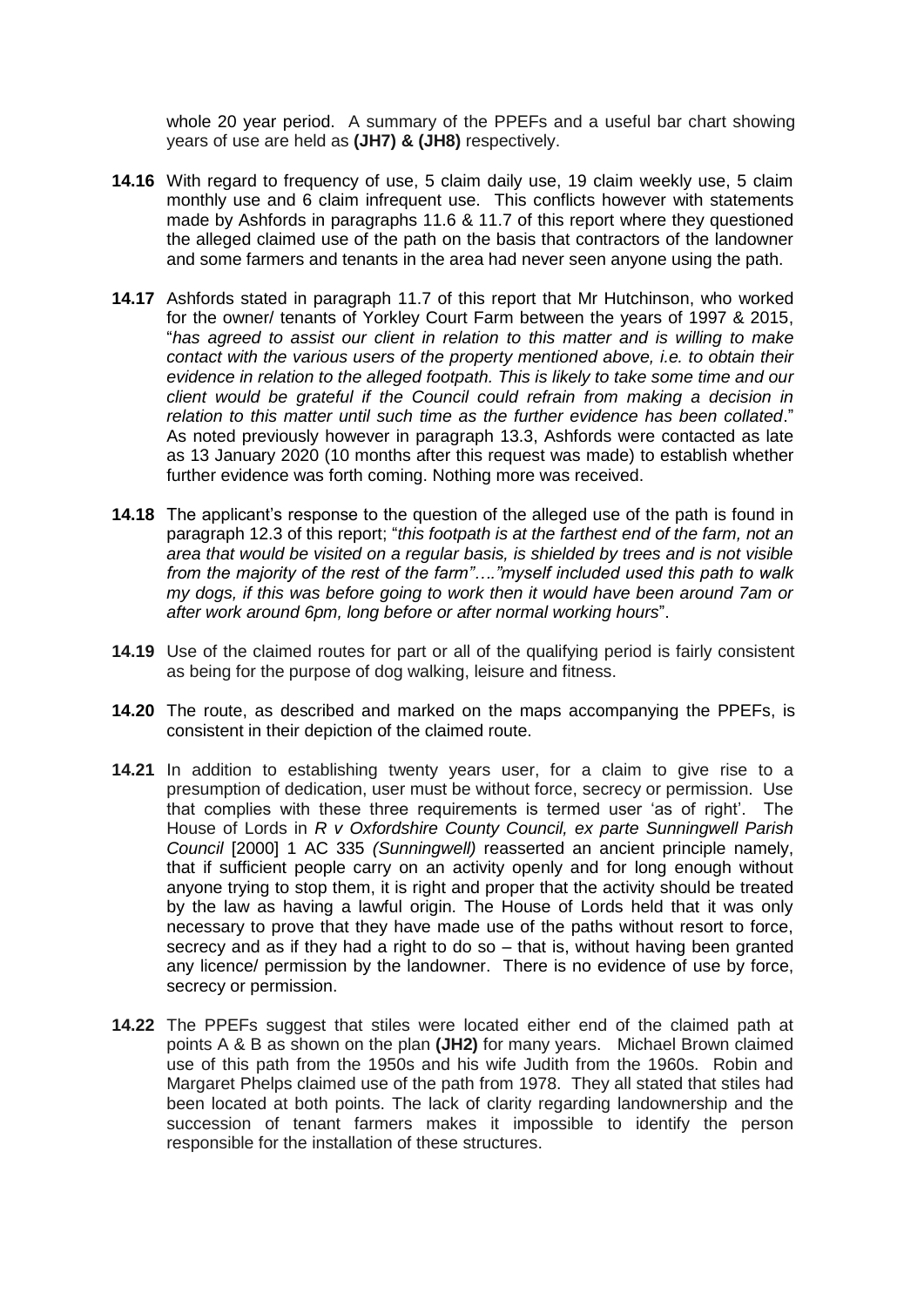whole 20 year period. A summary of the PPEFs and a useful bar chart showing years of use are held as **(JH7) & (JH8)** respectively.

**14.16** With regard to frequency of use, 5 claim daily use, 19 claim weekly use, 5 claim monthly use and 6 claim infrequent use. This conflicts however with statements made by Ashfords in paragraphs 11.6 & 11.7 of this report where they questioned the alleged claimed use of the path on the basis that contractors of the landowner and some farmers and tenants in the area had never seen anyone using the path.

**14.17** Ashfords stated in paragraph 11.7 of this report that Mr Hutchinson, who worked for the owner/ tenants of Yorkley Court Farm between the years of 1997 & 2015, "*has agreed to assist our client in relation to this matter and is willing to make contact with the various users of the property mentioned above, i.e. to obtain their evidence in relation to the alleged footpath. This is likely to take some time and our client would be grateful if the Council could refrain from making a decision in relation to this matter until such time as the further evidence has been collated*." As noted previously however in paragraph 13.3, Ashfords were contacted as late as 13 January 2020 (10 months after this request was made) to establish whether further evidence was forth coming. Nothing more was received.

**14.18** The applicant's response to the question of the alleged use of the path is found in paragraph 12.3 of this report; "*this footpath is at the farthest end of the farm, not an area that would be visited on a regular basis, is shielded by trees and is not visible from the majority of the rest of the farm"…."myself included used this path to walk my dogs, if this was before going to work then it would have been around 7am or after work around 6pm, long before or after normal working hours*".

**14.19** Use of the claimed routes for part or all of the qualifying period is fairly consistent as being for the purpose of dog walking, leisure and fitness.

**14.20** The route, as described and marked on the maps accompanying the PPEFs, is consistent in their depiction of the claimed route.

**14.21** In addition to establishing twenty years user, for a claim to give rise to a presumption of dedication, user must be without force, secrecy or permission. Use that complies with these three requirements is termed user 'as of right'. The House of Lords in *R v Oxfordshire County Council, ex parte Sunningwell Parish Council* [2000] 1 AC 335 *(Sunningwell)* reasserted an ancient principle namely, that if sufficient people carry on an activity openly and for long enough without anyone trying to stop them, it is right and proper that the activity should be treated by the law as having a lawful origin. The House of Lords held that it was only necessary to prove that they have made use of the paths without resort to force, secrecy and as if they had a right to do so – that is, without having been granted any licence/ permission by the landowner. There is no evidence of use by force, secrecy or permission.

**14.22** The PPEFs suggest that stiles were located either end of the claimed path at points A & B as shown on the plan **(JH2)** for many years. Michael Brown claimed use of this path from the 1950s and his wife Judith from the 1960s. Robin and Margaret Phelps claimed use of the path from 1978. They all stated that stiles had been located at both points. The lack of clarity regarding landownership and the succession of tenant farmers makes it impossible to identify the person responsible for the installation of these structures.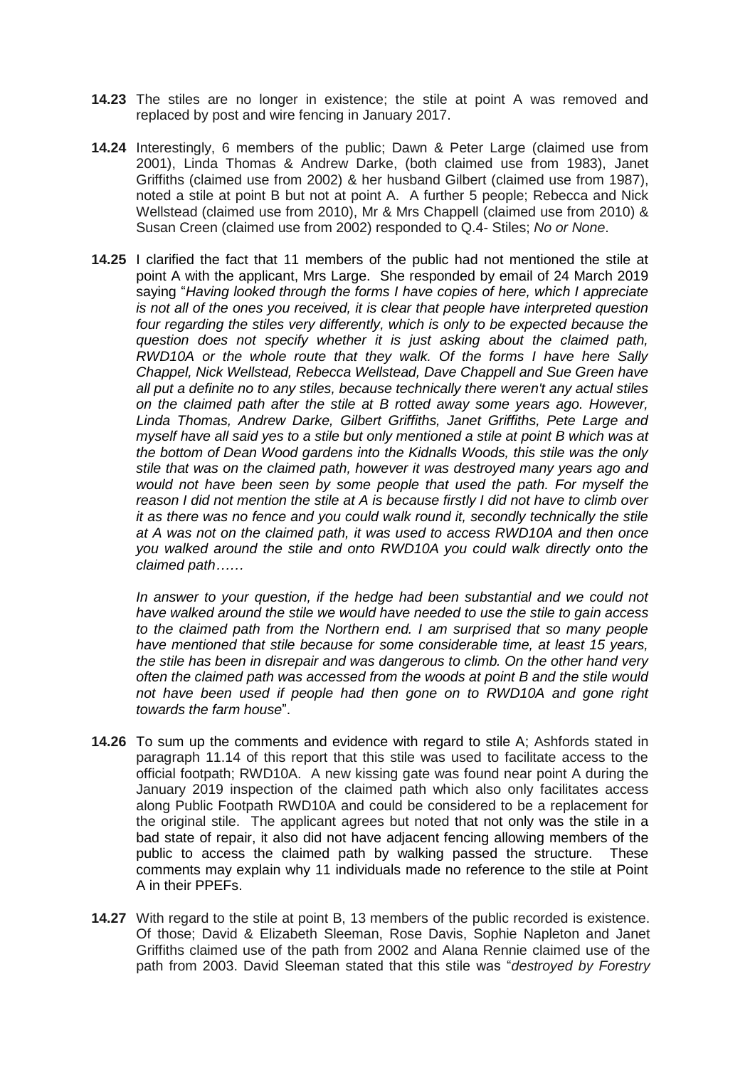**14.23** The stiles are no longer in existence; the stile at point A was removed and replaced by post and wire fencing in January 2017.

**14.24** Interestingly, 6 members of the public; Dawn & Peter Large (claimed use from 2001), Linda Thomas & Andrew Darke, (both claimed use from 1983), Janet Griffiths (claimed use from 2002) & her husband Gilbert (claimed use from 1987), noted a stile at point B but not at point A. A further 5 people; Rebecca and Nick Wellstead (claimed use from 2010), Mr & Mrs Chappell (claimed use from 2010) & Susan Creen (claimed use from 2002) responded to Q.4- Stiles; *No or None*.

**14.25** I clarified the fact that 11 members of the public had not mentioned the stile at point A with the applicant, Mrs Large. She responded by email of 24 March 2019 saying "*Having looked through the forms I have copies of here, which I appreciate is not all of the ones you received, it is clear that people have interpreted question four regarding the stiles very differently, which is only to be expected because the question does not specify whether it is just asking about the claimed path, RWD10A or the whole route that they walk. Of the forms I have here Sally Chappel, Nick Wellstead, Rebecca Wellstead, Dave Chappell and Sue Green have all put a definite no to any stiles, because technically there weren't any actual stiles on the claimed path after the stile at B rotted away some years ago. However, Linda Thomas, Andrew Darke, Gilbert Griffiths, Janet Griffiths, Pete Large and myself have all said yes to a stile but only mentioned a stile at point B which was at the bottom of Dean Wood gardens into the Kidnalls Woods, this stile was the only stile that was on the claimed path, however it was destroyed many years ago and would not have been seen by some people that used the path. For myself the reason I did not mention the stile at A is because firstly I did not have to climb over it as there was no fence and you could walk round it, secondly technically the stile at A was not on the claimed path, it was used to access RWD10A and then once you walked around the stile and onto RWD10A you could walk directly onto the claimed path……*

*In answer to your question, if the hedge had been substantial and we could not have walked around the stile we would have needed to use the stile to gain access to the claimed path from the Northern end. I am surprised that so many people have mentioned that stile because for some considerable time, at least 15 years, the stile has been in disrepair and was dangerous to climb. On the other hand very often the claimed path was accessed from the woods at point B and the stile would not have been used if people had then gone on to RWD10A and gone right towards the farm house*".

**14.26** To sum up the comments and evidence with regard to stile A; Ashfords stated in paragraph 11.14 of this report that this stile was used to facilitate access to the official footpath; RWD10A. A new kissing gate was found near point A during the January 2019 inspection of the claimed path which also only facilitates access along Public Footpath RWD10A and could be considered to be a replacement for the original stile. The applicant agrees but noted that not only was the stile in a bad state of repair, it also did not have adjacent fencing allowing members of the public to access the claimed path by walking passed the structure. These comments may explain why 11 individuals made no reference to the stile at Point A in their PPEFs.

**14.27** With regard to the stile at point B, 13 members of the public recorded is existence. Of those; David & Elizabeth Sleeman, Rose Davis, Sophie Napleton and Janet Griffiths claimed use of the path from 2002 and Alana Rennie claimed use of the path from 2003. David Sleeman stated that this stile was "*destroyed by Forestry*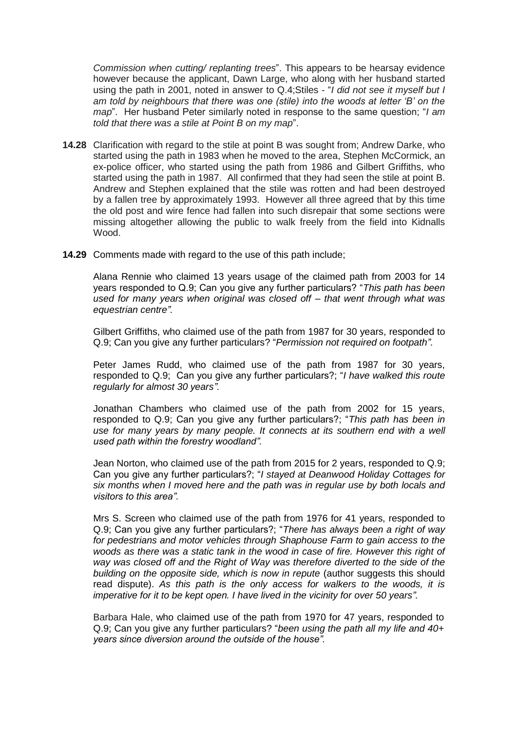*Commission when cutting/ replanting trees*". This appears to be hearsay evidence however because the applicant, Dawn Large, who along with her husband started using the path in 2001, noted in answer to Q.4;Stiles - "*I did not see it myself but I am told by neighbours that there was one (stile) into the woods at letter 'B' on the map*". Her husband Peter similarly noted in response to the same question; "*I am told that there was a stile at Point B on my map*".

**14.28** Clarification with regard to the stile at point B was sought from; Andrew Darke, who started using the path in 1983 when he moved to the area, Stephen McCormick, an ex-police officer, who started using the path from 1986 and Gilbert Griffiths, who started using the path in 1987. All confirmed that they had seen the stile at point B. Andrew and Stephen explained that the stile was rotten and had been destroyed by a fallen tree by approximately 1993. However all three agreed that by this time the old post and wire fence had fallen into such disrepair that some sections were missing altogether allowing the public to walk freely from the field into Kidnalls Wood.

**14.29** Comments made with regard to the use of this path include;

Alana Rennie who claimed 13 years usage of the claimed path from 2003 for 14 years responded to Q.9; Can you give any further particulars? "*This path has been used for many years when original was closed off – that went through what was equestrian centre".*

Gilbert Griffiths, who claimed use of the path from 1987 for 30 years, responded to Q.9; Can you give any further particulars? "*Permission not required on footpath"*.

Peter James Rudd, who claimed use of the path from 1987 for 30 years, responded to Q.9; Can you give any further particulars?; "*I have walked this route regularly for almost 30 years".*

Jonathan Chambers who claimed use of the path from 2002 for 15 years, responded to Q.9; Can you give any further particulars?; "*This path has been in use for many years by many people. It connects at its southern end with a well used path within the forestry woodland".*

Jean Norton, who claimed use of the path from 2015 for 2 years, responded to Q.9; Can you give any further particulars?; "*I stayed at Deanwood Holiday Cottages for six months when I moved here and the path was in regular use by both locals and visitors to this area".*

Mrs S. Screen who claimed use of the path from 1976 for 41 years, responded to Q.9; Can you give any further particulars?; "*There has always been a right of way for pedestrians and motor vehicles through Shaphouse Farm to gain access to the woods as there was a static tank in the wood in case of fire. However this right of way was closed off and the Right of Way was therefore diverted to the side of the building on the opposite side, which is now in repute* (author suggests this should read dispute). *As this path is the only access for walkers to the woods, it is imperative for it to be kept open. I have lived in the vicinity for over 50 years".*

Barbara Hale, who claimed use of the path from 1970 for 47 years, responded to Q.9; Can you give any further particulars? "*been using the path all my life and 40+ years since diversion around the outside of the house".*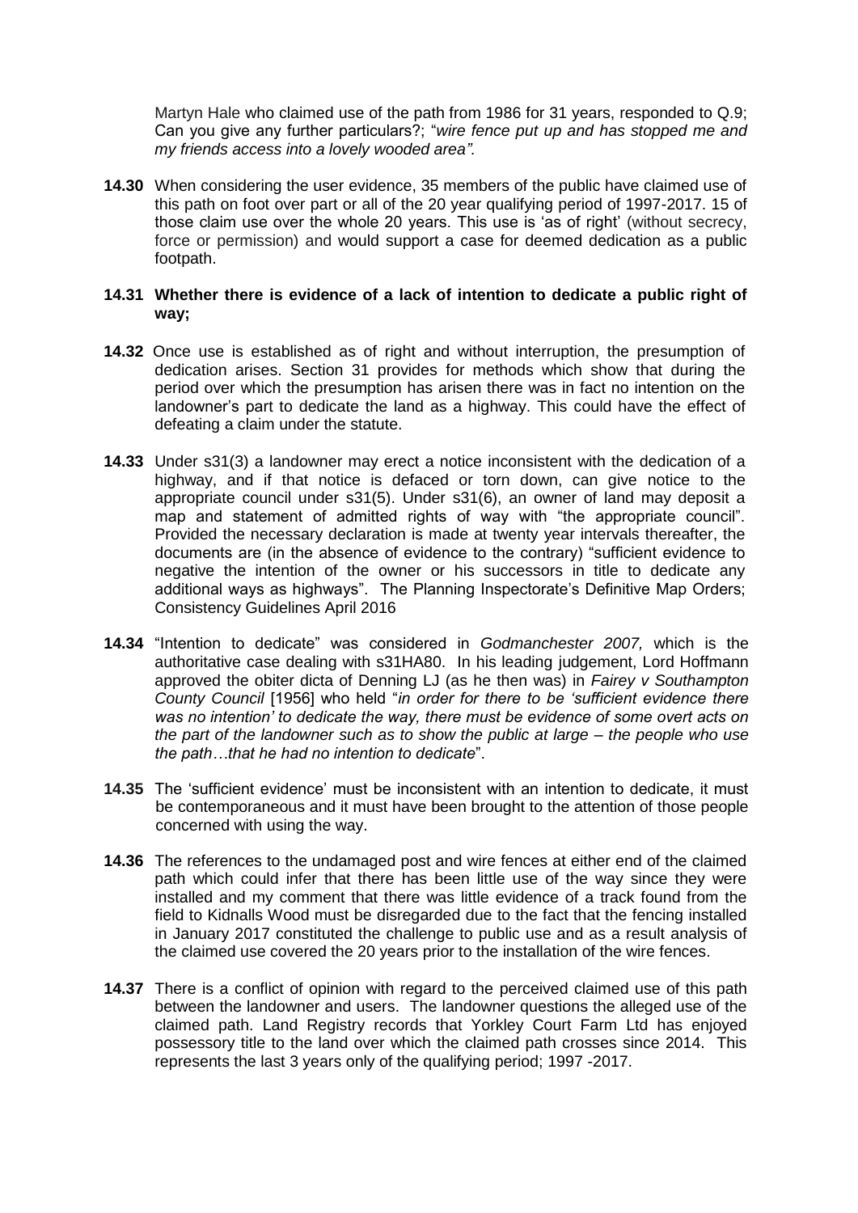Martyn Hale who claimed use of the path from 1986 for 31 years, responded to Q.9; Can you give any further particulars?; "*wire fence put up and has stopped me and my friends access into a lovely wooded area".*

**14.30** When considering the user evidence, 35 members of the public have claimed use of this path on foot over part or all of the 20 year qualifying period of 1997-2017. 15 of those claim use over the whole 20 years. This use is 'as of right' (without secrecy, force or permission) and would support a case for deemed dedication as a public footpath.

**14.31 Whether there is evidence of a lack of intention to dedicate a public right of way;**

**14.32** Once use is established as of right and without interruption, the presumption of dedication arises. Section 31 provides for methods which show that during the period over which the presumption has arisen there was in fact no intention on the landowner's part to dedicate the land as a highway. This could have the effect of defeating a claim under the statute.

**14.33** Under s31(3) a landowner may erect a notice inconsistent with the dedication of a highway, and if that notice is defaced or torn down, can give notice to the appropriate council under s31(5). Under s31(6), an owner of land may deposit a map and statement of admitted rights of way with "the appropriate council". Provided the necessary declaration is made at twenty year intervals thereafter, the documents are (in the absence of evidence to the contrary) "sufficient evidence to negative the intention of the owner or his successors in title to dedicate any additional ways as highways". The Planning Inspectorate's Definitive Map Orders; Consistency Guidelines April 2016

**14.34** "Intention to dedicate" was considered in *Godmanchester 2007,* which is the authoritative case dealing with s31HA80. In his leading judgement, Lord Hoffmann approved the obiter dicta of Denning LJ (as he then was) in *Fairey v Southampton County Council* [1956] who held "*in order for there to be 'sufficient evidence there was no intention' to dedicate the way, there must be evidence of some overt acts on the part of the landowner such as to show the public at large – the people who use the path…that he had no intention to dedicate*".

**14.35** The 'sufficient evidence' must be inconsistent with an intention to dedicate, it must be contemporaneous and it must have been brought to the attention of those people concerned with using the way.

**14.36** The references to the undamaged post and wire fences at either end of the claimed path which could infer that there has been little use of the way since they were installed and my comment that there was little evidence of a track found from the field to Kidnalls Wood must be disregarded due to the fact that the fencing installed in January 2017 constituted the challenge to public use and as a result analysis of the claimed use covered the 20 years prior to the installation of the wire fences.

**14.37** There is a conflict of opinion with regard to the perceived claimed use of this path between the landowner and users. The landowner questions the alleged use of the claimed path. Land Registry records that Yorkley Court Farm Ltd has enjoyed possessory title to the land over which the claimed path crosses since 2014. This represents the last 3 years only of the qualifying period; 1997 -2017.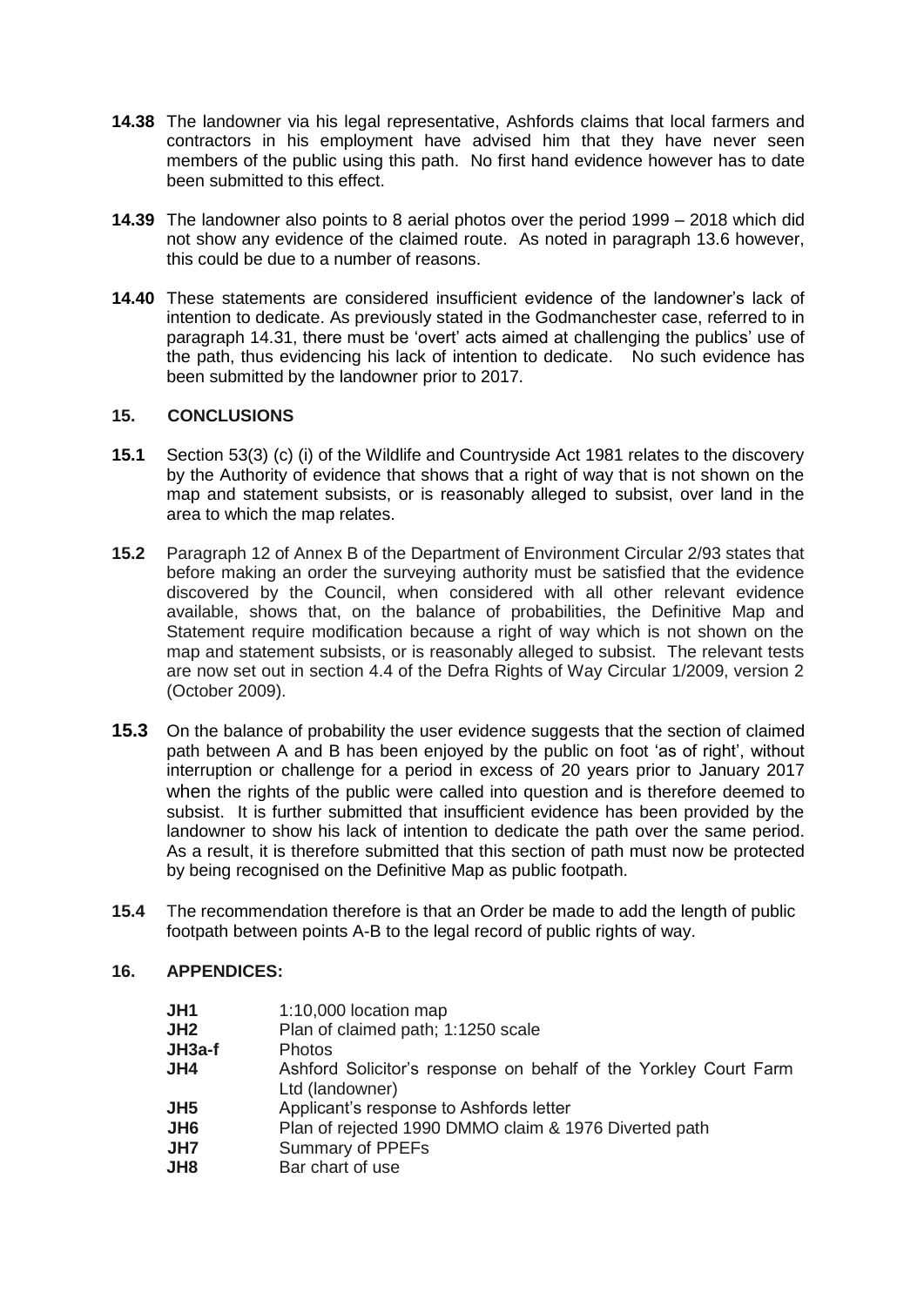**14.38** The landowner via his legal representative, Ashfords claims that local farmers and contractors in his employment have advised him that they have never seen members of the public using this path. No first hand evidence however has to date been submitted to this effect.

**14.39** The landowner also points to 8 aerial photos over the period 1999 – 2018 which did not show any evidence of the claimed route. As noted in paragraph 13.6 however, this could be due to a number of reasons.

**14.40** These statements are considered insufficient evidence of the landowner's lack of intention to dedicate. As previously stated in the Godmanchester case, referred to in paragraph 14.31, there must be 'overt' acts aimed at challenging the publics' use of the path, thus evidencing his lack of intention to dedicate. No such evidence has been submitted by the landowner prior to 2017.

## 15. CONCLUSIONS

**15.1** Section 53(3) (c) (i) of the Wildlife and Countryside Act 1981 relates to the discovery by the Authority of evidence that shows that a right of way that is not shown on the map and statement subsists, or is reasonably alleged to subsist, over land in the area to which the map relates.

**15.2** Paragraph 12 of Annex B of the Department of Environment Circular 2/93 states that before making an order the surveying authority must be satisfied that the evidence discovered by the Council, when considered with all other relevant evidence available, shows that, on the balance of probabilities, the Definitive Map and Statement require modification because a right of way which is not shown on the map and statement subsists, or is reasonably alleged to subsist. The relevant tests are now set out in section 4.4 of the Defra Rights of Way Circular 1/2009, version 2 (October 2009).

**15.3** On the balance of probability the user evidence suggests that the section of claimed path between A and B has been enjoyed by the public on foot 'as of right', without interruption or challenge for a period in excess of 20 years prior to January 2017 when the rights of the public were called into question and is therefore deemed to subsist. It is further submitted that insufficient evidence has been provided by the landowner to show his lack of intention to dedicate the path over the same period. As a result, it is therefore submitted that this section of path must now be protected by being recognised on the Definitive Map as public footpath.

**15.4** The recommendation therefore is that an Order be made to add the length of public footpath between points A-B to the legal record of public rights of way.

## 16. APPENDICES:

| | |
|---|---|
| **JH1** | 1:10,000 location map |
| **JH2** | Plan of claimed path; 1:1250 scale |
| **JH3a-f** | Photos |
| **JH4** | Ashford Solicitor's response on behalf of the Yorkley Court Farm Ltd (landowner) |
| **JH5** | Applicant's response to Ashfords letter |
| **JH6** | Plan of rejected 1990 DMMO claim & 1976 Diverted path |
| **JH7** | Summary of PPEFs |
| **JH8** | Bar chart of use |